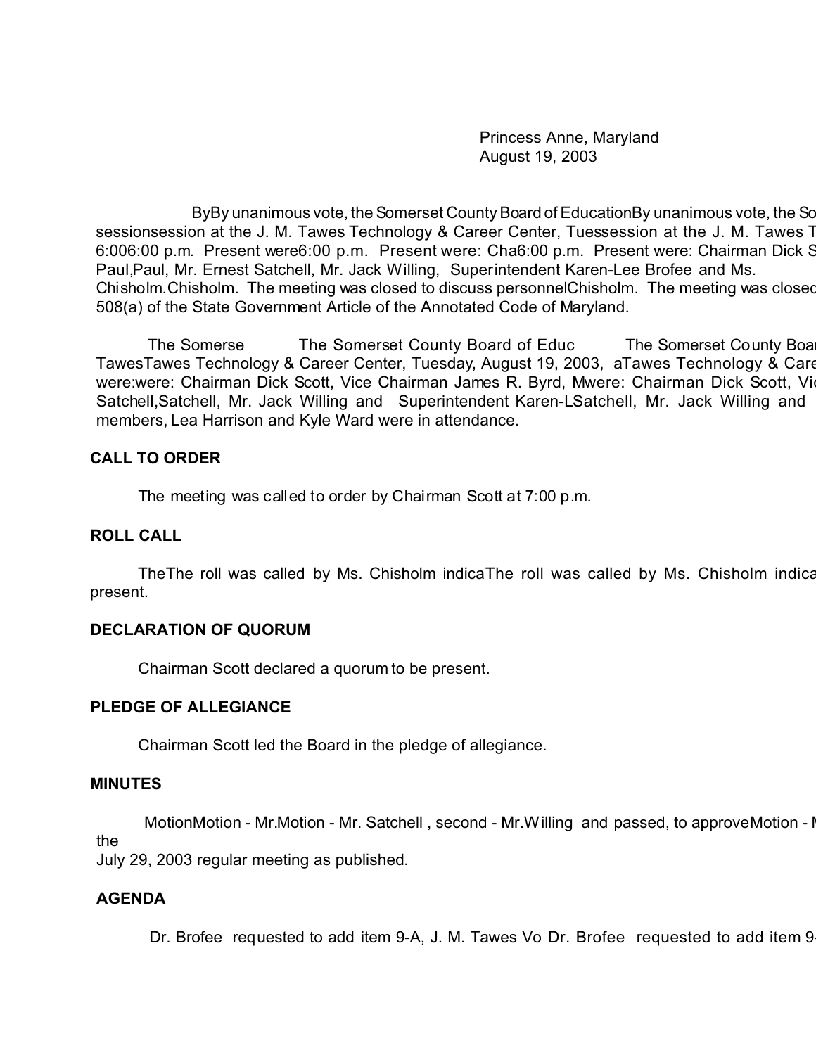Princess Anne, Maryland
August 19, 2003

ByBy unanimous vote, the Somerset County Board of EducationBy unanimous vote, the So sessionsession at the J. M. Tawes Technology & Career Center, Tuessession at the J. M. Tawes T 6:006:00 p.m. Present were6:00 p.m. Present were: Cha6:00 p.m. Present were: Chairman Dick S Paul,Paul, Mr. Ernest Satchell, Mr. Jack Willing, Superintendent Karen-Lee Brofee and Ms. Chisholm.Chisholm. The meeting was closed to discuss personnelChisholm. The meeting was closed 508(a) of the State Government Article of the Annotated Code of Maryland.

The Somerse The Somerset County Board of Educ The Somerset County Boa TawesTawes Technology & Career Center, Tuesday, August 19, 2003, aTawes Technology & Care were:were: Chairman Dick Scott, Vice Chairman James R. Byrd, Mwere: Chairman Dick Scott, Vi Satchell,Satchell, Mr. Jack Willing and Superintendent Karen-LSatchell, Mr. Jack Willing and members, Lea Harrison and Kyle Ward were in attendance.

**CALL TO ORDER**

The meeting was called to order by Chairman Scott at 7:00 p.m.

**ROLL CALL**

TheThe roll was called by Ms. Chisholm indicaThe roll was called by Ms. Chisholm indica present.

**DECLARATION OF QUORUM**

Chairman Scott declared a quorum to be present.

**PLEDGE OF ALLEGIANCE**

Chairman Scott led the Board in the pledge of allegiance.

**MINUTES**

MotionMotion - Mr.Motion - Mr. Satchell , second - Mr.Willing and passed, to approveMotion - M the
July 29, 2003 regular meeting as published.

**AGENDA**

Dr. Brofee requested to add item 9-A, J. M. Tawes Vo Dr. Brofee requested to add item 9-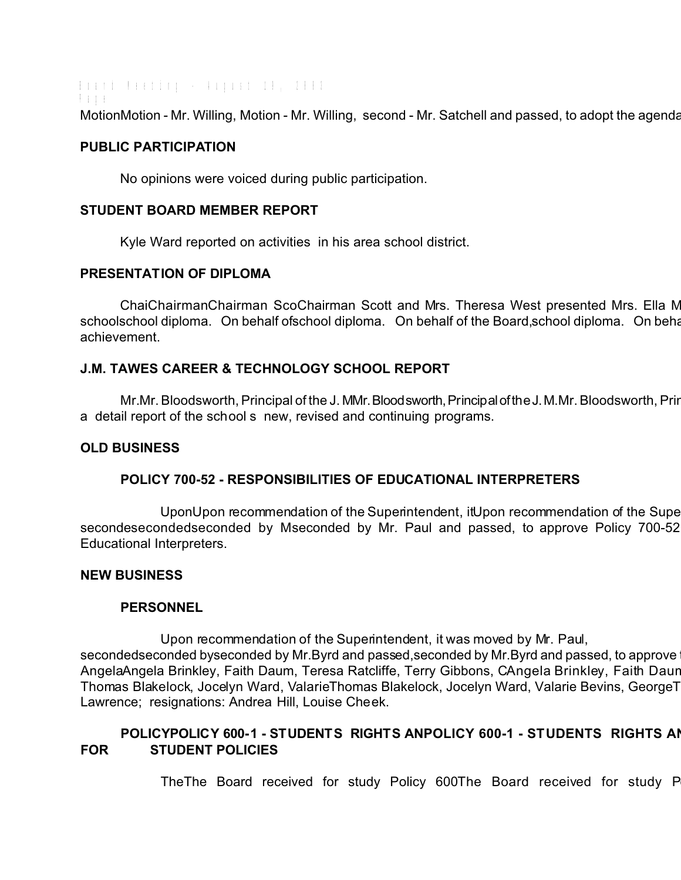MotionMotion - Mr. Willing, Motion - Mr. Willing,  second - Mr. Satchell and passed, to adopt the agenda

**PUBLIC PARTICIPATION**

No opinions were voiced during public participation.

**STUDENT BOARD MEMBER REPORT**

Kyle Ward reported on activities  in his area school district.

**PRESENTATION OF DIPLOMA**

ChaiChairmanChairman ScoChairman Scott and Mrs. Theresa West presented Mrs. Ella M schoolschool diploma.   On behalf ofschool diploma.   On behalf of the Board,school diploma.   On beha achievement.

**J.M. TAWES CAREER & TECHNOLOGY SCHOOL REPORT**

Mr.Mr. Bloodsworth, Principal of the J. MMr. Bloodsworth, Principal of the J. M.Mr. Bloodsworth, Prin a  detail report of the school s  new, revised and continuing programs.

**OLD BUSINESS**

**POLICY 700-52 - RESPONSIBILITIES OF EDUCATIONAL INTERPRETERS**

UponUpon recommendation of the Superintendent, itUpon recommendation of the Supe secondesecondedseconded by Mseconded by Mr. Paul and passed, to approve Policy 700-52 Educational Interpreters.

**NEW BUSINESS**

**PERSONNEL**

Upon recommendation of the Superintendent, it was moved by Mr. Paul, secondedseconded byseconded by Mr.Byrd and passed,seconded by Mr.Byrd and passed, to approve AngelaAngela Brinkley, Faith Daum, Teresa Ratcliffe, Terry Gibbons, CAngela Brinkley, Faith Daum Thomas Blakelock, Jocelyn Ward, ValarieThomas Blakelock, Jocelyn Ward, Valarie Bevins, GeorgeT Lawrence;  resignations: Andrea Hill, Louise Cheek.

**POLICYPOLICY 600-1 - STUDENTS  RIGHTS ANPOLICY 600-1 - STUDENTS  RIGHTS AN FOR          STUDENT POLICIES**

TheThe  Board  received  for  study  Policy  600The  Board  received  for  study  P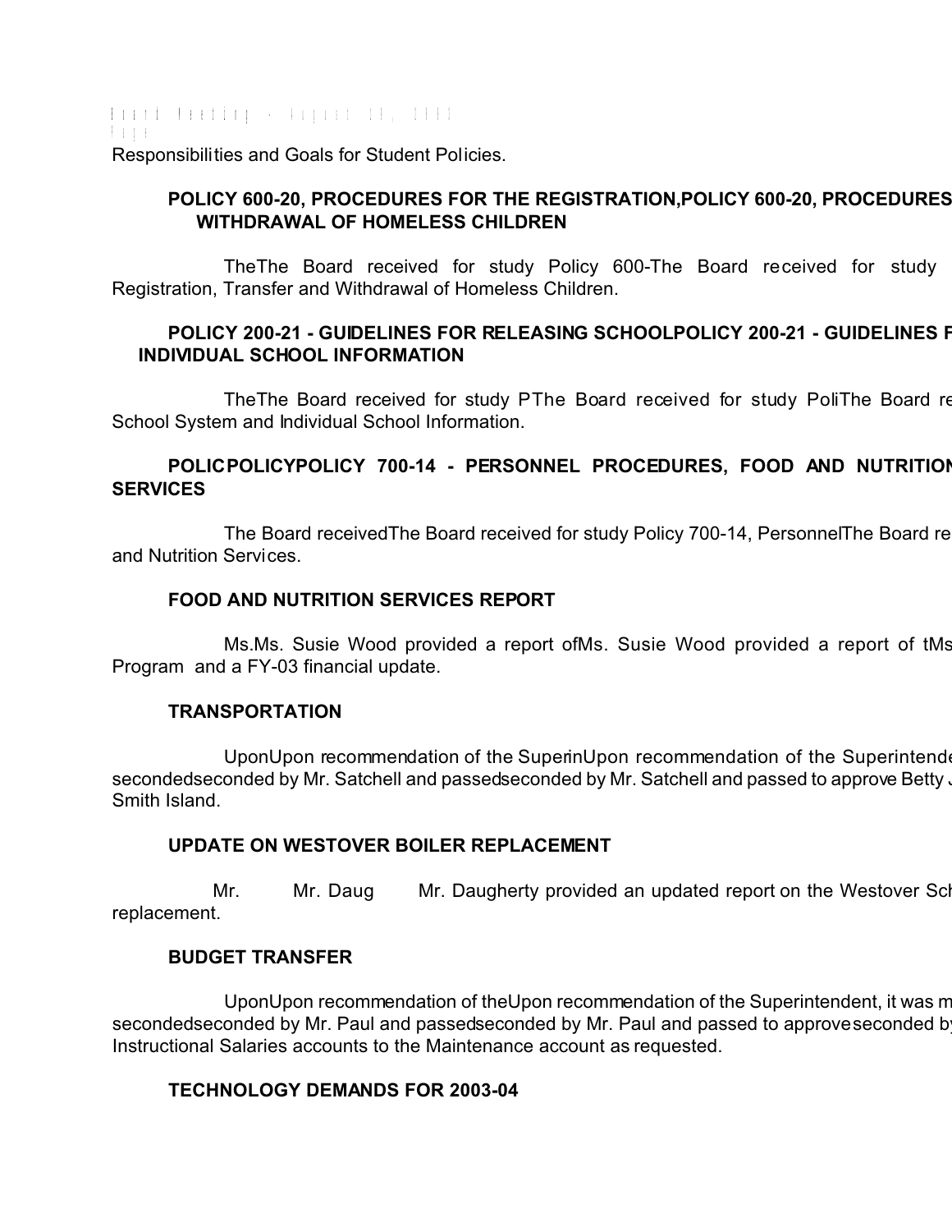Responsibilities and Goals for Student Policies.

**POLICY 600-20, PROCEDURES FOR THE REGISTRATION,POLICY 600-20, PROCEDURES WITHDRAWAL OF HOMELESS CHILDREN**

TheThe Board received for study Policy 600-The Board received for study Registration, Transfer and Withdrawal of Homeless Children.

**POLICY 200-21 - GUIDELINES FOR RELEASING SCHOOLPOLICY 200-21 - GUIDELINES F INDIVIDUAL SCHOOL INFORMATION**

TheThe Board received for study PThe Board received for study PoliThe Board re School System and Individual School Information.

**POLICPOLICYPOLICY 700-14 - PERSONNEL PROCEDURES, FOOD AND NUTRITION SERVICES**

The Board receivedThe Board received for study Policy 700-14, PersonnelThe Board re and Nutrition Services.

**FOOD AND NUTRITION SERVICES REPORT**

Ms.Ms. Susie Wood provided a report ofMs. Susie Wood provided a report of tMs Program and a FY-03 financial update.

**TRANSPORTATION**

UponUpon recommendation of the SuperinUpon recommendation of the Superintende secondedseconded by Mr. Satchell and passedseconded by Mr. Satchell and passed to approve Betty J Smith Island.

**UPDATE ON WESTOVER BOILER REPLACEMENT**

Mr. Mr. Daug Mr. Daugherty provided an updated report on the Westover Sch replacement.

**BUDGET TRANSFER**

UponUpon recommendation of theUpon recommendation of the Superintendent, it was m secondedseconded by Mr. Paul and passedseconded by Mr. Paul and passed to approveseconded by Instructional Salaries accounts to the Maintenance account as requested.

**TECHNOLOGY DEMANDS FOR 2003-04**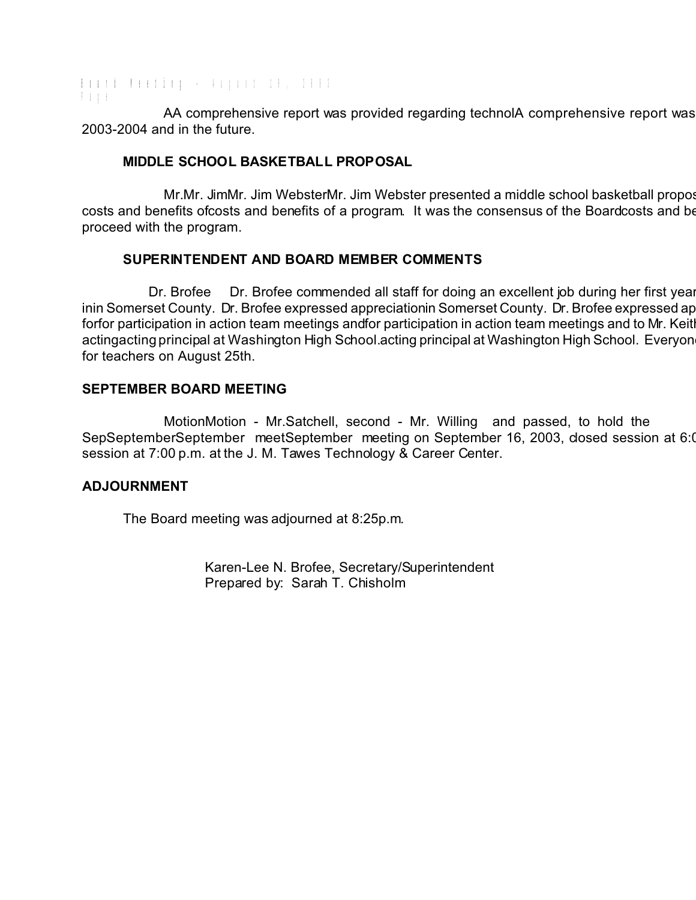AA comprehensive report was provided regarding technolA comprehensive report was 2003-2004 and in the future.

**MIDDLE SCHOOL BASKETBALL PROPOSAL**

Mr.Mr. JimMr. Jim WebsterMr. Jim Webster presented a middle school basketball propos costs and benefits ofcosts and benefits of a program. It was the consensus of the Boardcosts and be proceed with the program.

**SUPERINTENDENT AND BOARD MEMBER COMMENTS**

Dr. Brofee Dr. Brofee commended all staff for doing an excellent job during her first year inin Somerset County. Dr. Brofee expressed appreciationin Somerset County. Dr. Brofee expressed ap forfor participation in action team meetings andfor participation in action team meetings and to Mr. Keith actingacting principal at Washington High School.acting principal at Washington High School. Everyone for teachers on August 25th.

**SEPTEMBER BOARD MEETING**

MotionMotion - Mr.Satchell, second - Mr. Willing and passed, to hold the SepSeptemberSeptember meetSeptember meeting on September 16, 2003, closed session at 6:0 session at 7:00 p.m. at the J. M. Tawes Technology & Career Center.

**ADJOURNMENT**

The Board meeting was adjourned at 8:25p.m.

Karen-Lee N. Brofee, Secretary/Superintendent
Prepared by: Sarah T. Chisholm